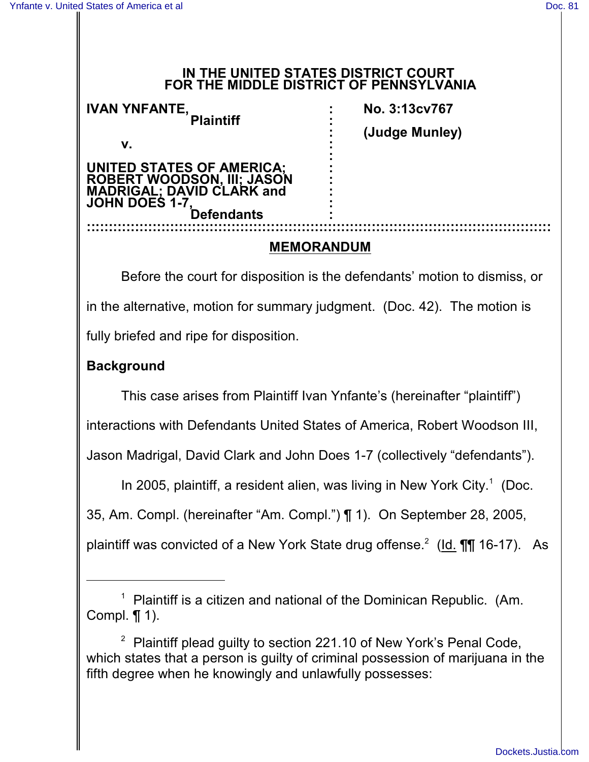**IN THE UNITED STATES DISTRICT COURT**
**FOR THE MIDDLE DISTRICT OF PENNSYLVANIA**

| | | |
|---|---|---|
| **IVAN YNFANTE,** **Plaintiff** | : | **No. 3:13cv767** |
| | : | **(Judge Munley)** |
| **v.** | : | |
| | : | |
| **UNITED STATES OF AMERICA; ROBERT WOODSON, III; JASON MADRIGAL; DAVID CLARK and JOHN DOES 1-7,** **Defendants** | : | |

::::::::::::::::::::::::::::::::::::::::::::::::::::::::::::::::::::::::::::::::::::::::::::::::::::::

## MEMORANDUM

Before the court for disposition is the defendants' motion to dismiss, or in the alternative, motion for summary judgment. (Doc. 42). The motion is fully briefed and ripe for disposition.

**Background**

This case arises from Plaintiff Ivan Ynfante's (hereinafter "plaintiff") interactions with Defendants United States of America, Robert Woodson III, Jason Madrigal, David Clark and John Does 1-7 (collectively "defendants").

In 2005, plaintiff, a resident alien, was living in New York City.[1] (Doc. 35, Am. Compl. (hereinafter "Am. Compl.") ¶ 1). On September 28, 2005, plaintiff was convicted of a New York State drug offense.[2] (Id. ¶¶ 16-17). As

---

[1] Plaintiff is a citizen and national of the Dominican Republic. (Am. Compl. ¶ 1).

[2] Plaintiff plead guilty to section 221.10 of New York's Penal Code, which states that a person is guilty of criminal possession of marijuana in the fifth degree when he knowingly and unlawfully possesses: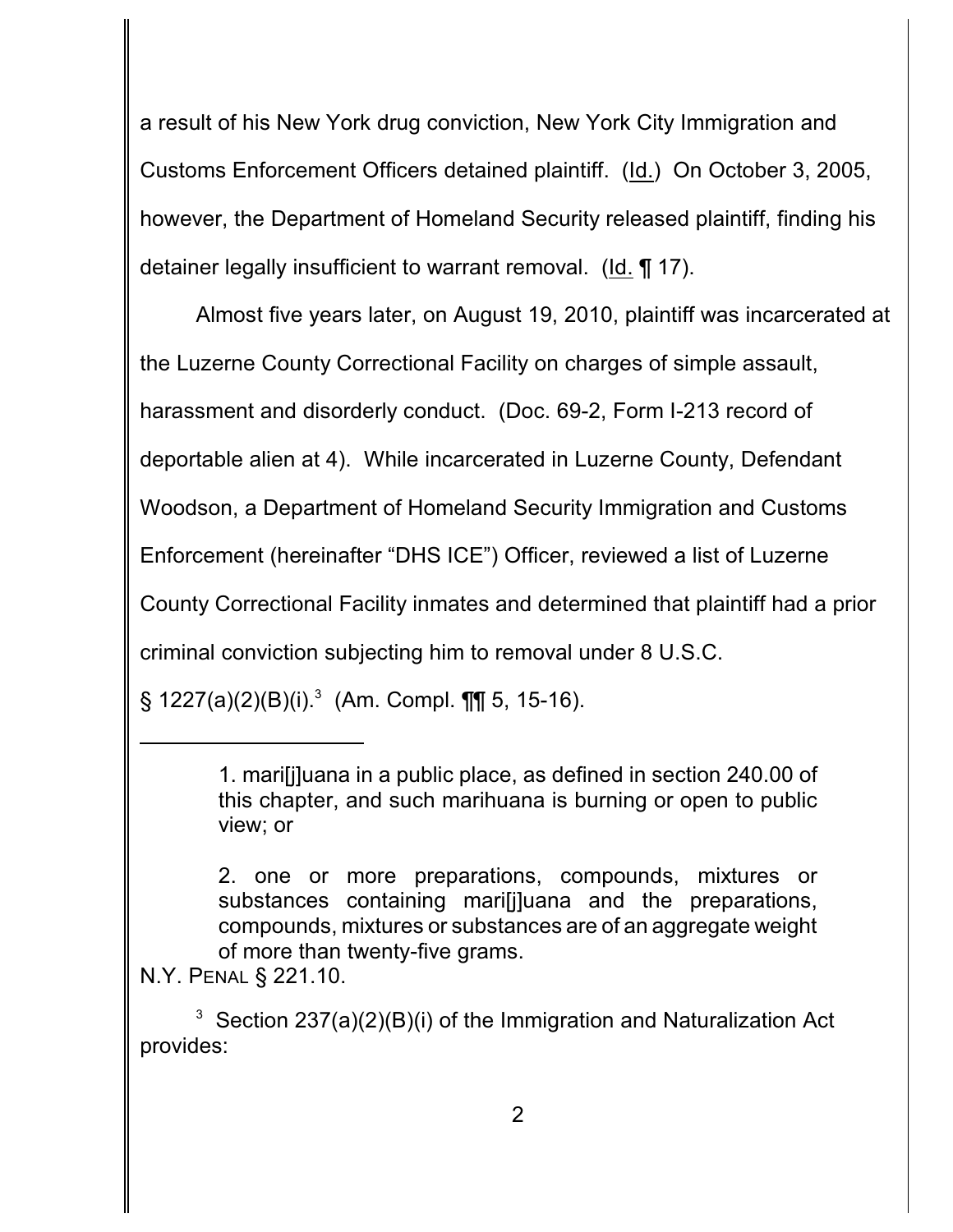a result of his New York drug conviction, New York City Immigration and Customs Enforcement Officers detained plaintiff. (Id.) On October 3, 2005, however, the Department of Homeland Security released plaintiff, finding his detainer legally insufficient to warrant removal. (Id. ¶ 17).

Almost five years later, on August 19, 2010, plaintiff was incarcerated at the Luzerne County Correctional Facility on charges of simple assault, harassment and disorderly conduct. (Doc. 69-2, Form I-213 record of deportable alien at 4). While incarcerated in Luzerne County, Defendant Woodson, a Department of Homeland Security Immigration and Customs Enforcement (hereinafter "DHS ICE") Officer, reviewed a list of Luzerne County Correctional Facility inmates and determined that plaintiff had a prior criminal conviction subjecting him to removal under 8 U.S.C. § 1227(a)(2)(B)(i).[3] (Am. Compl. ¶¶ 5, 15-16).

---

> 1. mari[j]uana in a public place, as defined in section 240.00 of this chapter, and such marihuana is burning or open to public view; or
>
> 2. one or more preparations, compounds, mixtures or substances containing mari[j]uana and the preparations, compounds, mixtures or substances are of an aggregate weight of more than twenty-five grams.

N.Y. PENAL § 221.10.

[3] Section 237(a)(2)(B)(i) of the Immigration and Naturalization Act provides: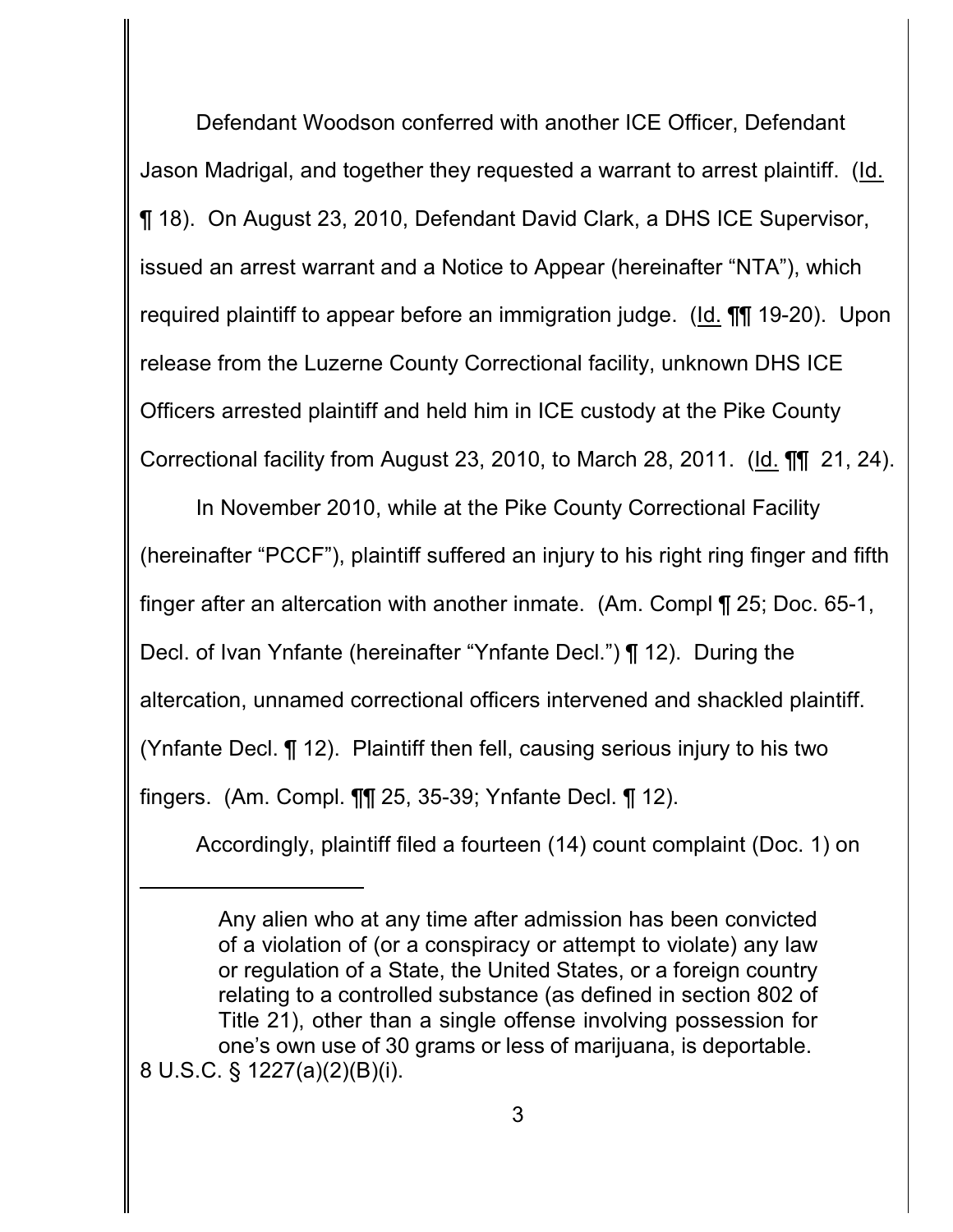Defendant Woodson conferred with another ICE Officer, Defendant Jason Madrigal, and together they requested a warrant to arrest plaintiff. (Id. ¶ 18). On August 23, 2010, Defendant David Clark, a DHS ICE Supervisor, issued an arrest warrant and a Notice to Appear (hereinafter "NTA"), which required plaintiff to appear before an immigration judge. (Id. ¶¶ 19-20). Upon release from the Luzerne County Correctional facility, unknown DHS ICE Officers arrested plaintiff and held him in ICE custody at the Pike County Correctional facility from August 23, 2010, to March 28, 2011. (Id. ¶¶ 21, 24).

In November 2010, while at the Pike County Correctional Facility (hereinafter "PCCF"), plaintiff suffered an injury to his right ring finger and fifth finger after an altercation with another inmate. (Am. Compl ¶ 25; Doc. 65-1, Decl. of Ivan Ynfante (hereinafter "Ynfante Decl.") ¶ 12). During the altercation, unnamed correctional officers intervened and shackled plaintiff. (Ynfante Decl. ¶ 12). Plaintiff then fell, causing serious injury to his two fingers. (Am. Compl. ¶¶ 25, 35-39; Ynfante Decl. ¶ 12).

Accordingly, plaintiff filed a fourteen (14) count complaint (Doc. 1) on

---

> Any alien who at any time after admission has been convicted of a violation of (or a conspiracy or attempt to violate) any law or regulation of a State, the United States, or a foreign country relating to a controlled substance (as defined in section 802 of Title 21), other than a single offense involving possession for one's own use of 30 grams or less of marijuana, is deportable.

8 U.S.C. § 1227(a)(2)(B)(i).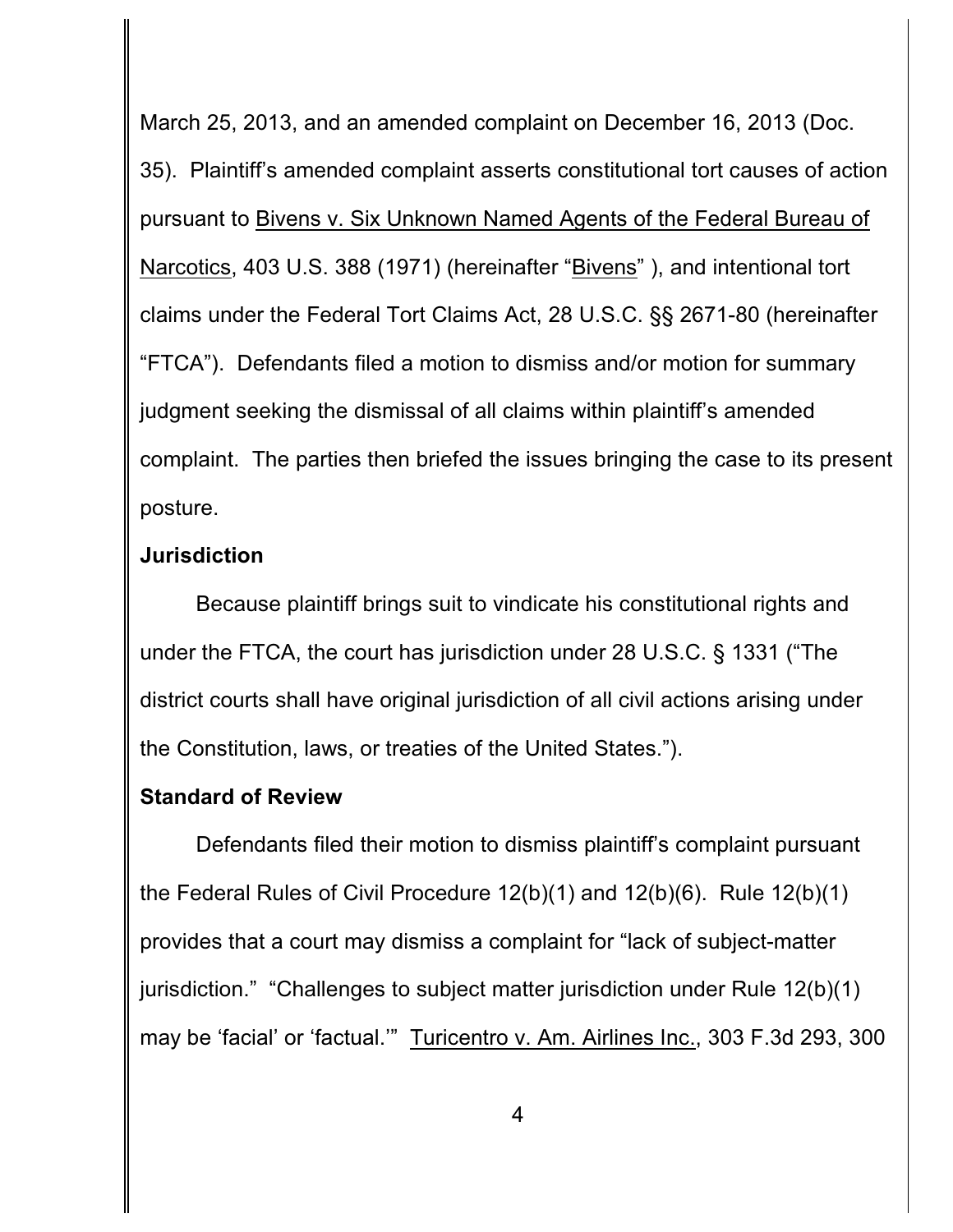March 25, 2013, and an amended complaint on December 16, 2013 (Doc. 35). Plaintiff's amended complaint asserts constitutional tort causes of action pursuant to Bivens v. Six Unknown Named Agents of the Federal Bureau of Narcotics, 403 U.S. 388 (1971) (hereinafter "Bivens" ), and intentional tort claims under the Federal Tort Claims Act, 28 U.S.C. §§ 2671-80 (hereinafter "FTCA"). Defendants filed a motion to dismiss and/or motion for summary judgment seeking the dismissal of all claims within plaintiff's amended complaint. The parties then briefed the issues bringing the case to its present posture.

**Jurisdiction**

Because plaintiff brings suit to vindicate his constitutional rights and under the FTCA, the court has jurisdiction under 28 U.S.C. § 1331 ("The district courts shall have original jurisdiction of all civil actions arising under the Constitution, laws, or treaties of the United States.").

**Standard of Review**

Defendants filed their motion to dismiss plaintiff's complaint pursuant the Federal Rules of Civil Procedure 12(b)(1) and 12(b)(6). Rule 12(b)(1) provides that a court may dismiss a complaint for "lack of subject-matter jurisdiction." "Challenges to subject matter jurisdiction under Rule 12(b)(1) may be 'facial' or 'factual.'" Turicentro v. Am. Airlines Inc., 303 F.3d 293, 300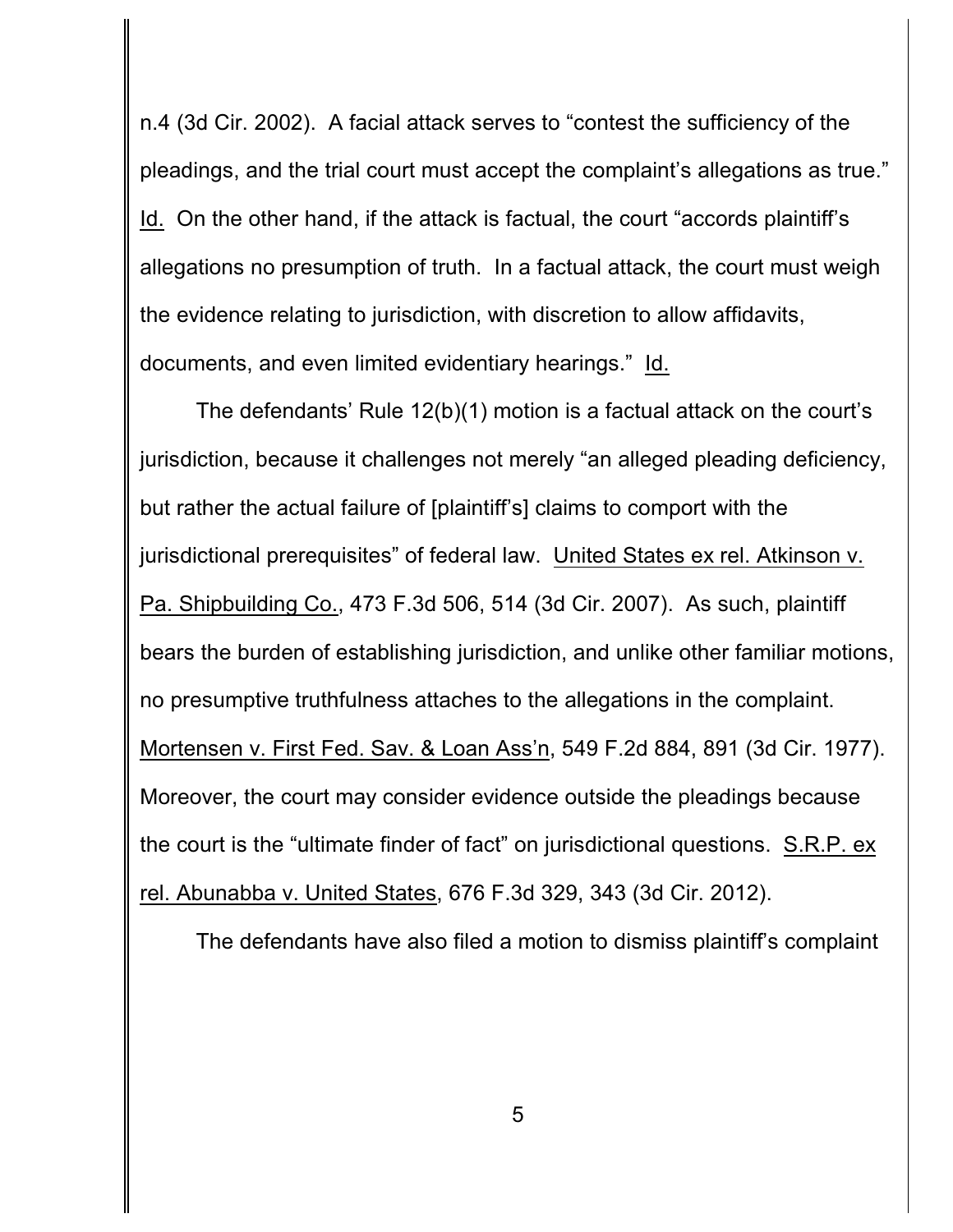n.4 (3d Cir. 2002). A facial attack serves to "contest the sufficiency of the pleadings, and the trial court must accept the complaint's allegations as true." Id. On the other hand, if the attack is factual, the court "accords plaintiff's allegations no presumption of truth. In a factual attack, the court must weigh the evidence relating to jurisdiction, with discretion to allow affidavits, documents, and even limited evidentiary hearings." Id.

The defendants' Rule 12(b)(1) motion is a factual attack on the court's jurisdiction, because it challenges not merely "an alleged pleading deficiency, but rather the actual failure of [plaintiff's] claims to comport with the jurisdictional prerequisites" of federal law. United States ex rel. Atkinson v. Pa. Shipbuilding Co., 473 F.3d 506, 514 (3d Cir. 2007). As such, plaintiff bears the burden of establishing jurisdiction, and unlike other familiar motions, no presumptive truthfulness attaches to the allegations in the complaint. Mortensen v. First Fed. Sav. & Loan Ass'n, 549 F.2d 884, 891 (3d Cir. 1977). Moreover, the court may consider evidence outside the pleadings because the court is the "ultimate finder of fact" on jurisdictional questions. S.R.P. ex rel. Abunabba v. United States, 676 F.3d 329, 343 (3d Cir. 2012).

The defendants have also filed a motion to dismiss plaintiff's complaint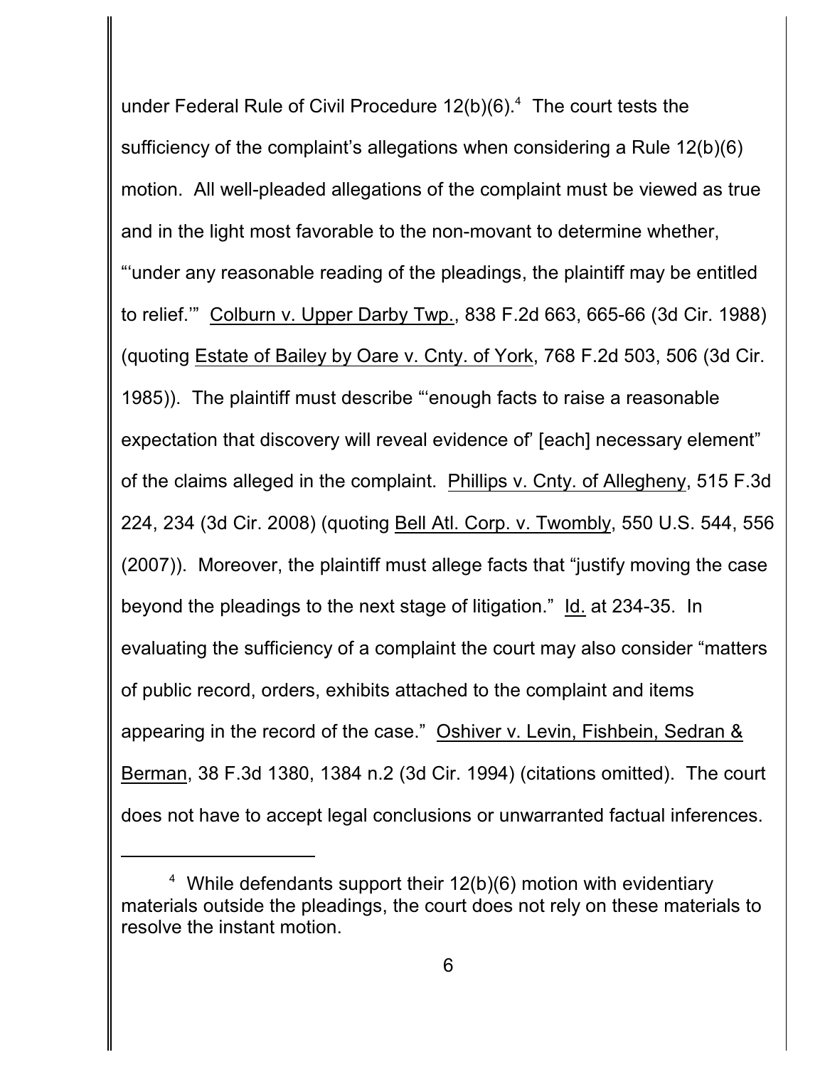under Federal Rule of Civil Procedure 12(b)(6).[4] The court tests the sufficiency of the complaint's allegations when considering a Rule 12(b)(6) motion. All well-pleaded allegations of the complaint must be viewed as true and in the light most favorable to the non-movant to determine whether, "'under any reasonable reading of the pleadings, the plaintiff may be entitled to relief.'" Colburn v. Upper Darby Twp., 838 F.2d 663, 665-66 (3d Cir. 1988) (quoting Estate of Bailey by Oare v. Cnty. of York, 768 F.2d 503, 506 (3d Cir. 1985)). The plaintiff must describe "'enough facts to raise a reasonable expectation that discovery will reveal evidence of' [each] necessary element" of the claims alleged in the complaint. Phillips v. Cnty. of Allegheny, 515 F.3d 224, 234 (3d Cir. 2008) (quoting Bell Atl. Corp. v. Twombly, 550 U.S. 544, 556 (2007)). Moreover, the plaintiff must allege facts that "justify moving the case beyond the pleadings to the next stage of litigation." Id. at 234-35. In evaluating the sufficiency of a complaint the court may also consider "matters of public record, orders, exhibits attached to the complaint and items appearing in the record of the case." Oshiver v. Levin, Fishbein, Sedran & Berman, 38 F.3d 1380, 1384 n.2 (3d Cir. 1994) (citations omitted). The court does not have to accept legal conclusions or unwarranted factual inferences.

---

[4] While defendants support their 12(b)(6) motion with evidentiary materials outside the pleadings, the court does not rely on these materials to resolve the instant motion.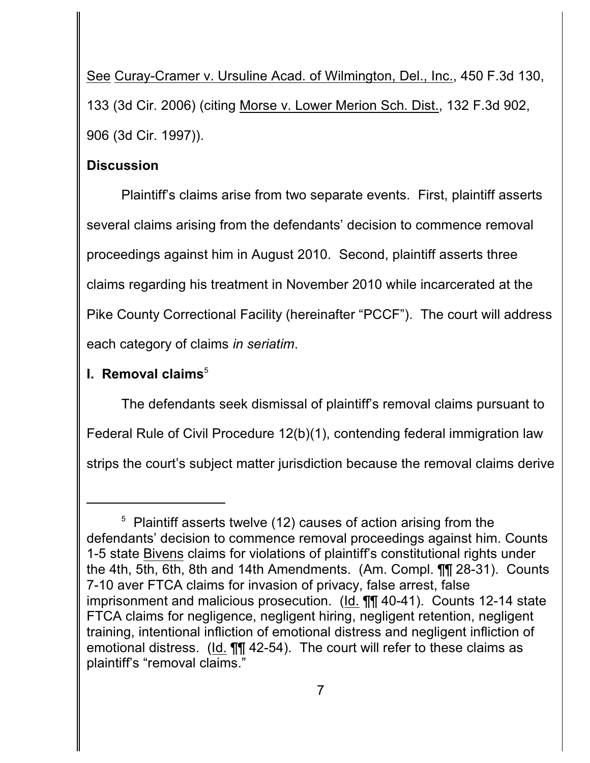See Curay-Cramer v. Ursuline Acad. of Wilmington, Del., Inc., 450 F.3d 130, 133 (3d Cir. 2006) (citing Morse v. Lower Merion Sch. Dist., 132 F.3d 902, 906 (3d Cir. 1997)).

## Discussion

Plaintiff's claims arise from two separate events. First, plaintiff asserts several claims arising from the defendants' decision to commence removal proceedings against him in August 2010. Second, plaintiff asserts three claims regarding his treatment in November 2010 while incarcerated at the Pike County Correctional Facility (hereinafter "PCCF"). The court will address each category of claims *in seriatim*.

### I. Removal claims[5]

The defendants seek dismissal of plaintiff's removal claims pursuant to Federal Rule of Civil Procedure 12(b)(1), contending federal immigration law strips the court's subject matter jurisdiction because the removal claims derive

---

[5] Plaintiff asserts twelve (12) causes of action arising from the defendants' decision to commence removal proceedings against him. Counts 1-5 state Bivens claims for violations of plaintiff's constitutional rights under the 4th, 5th, 6th, 8th and 14th Amendments. (Am. Compl. ¶¶ 28-31). Counts 7-10 aver FTCA claims for invasion of privacy, false arrest, false imprisonment and malicious prosecution. (Id. ¶¶ 40-41). Counts 12-14 state FTCA claims for negligence, negligent hiring, negligent retention, negligent training, intentional infliction of emotional distress and negligent infliction of emotional distress. (Id. ¶¶ 42-54). The court will refer to these claims as plaintiff's "removal claims."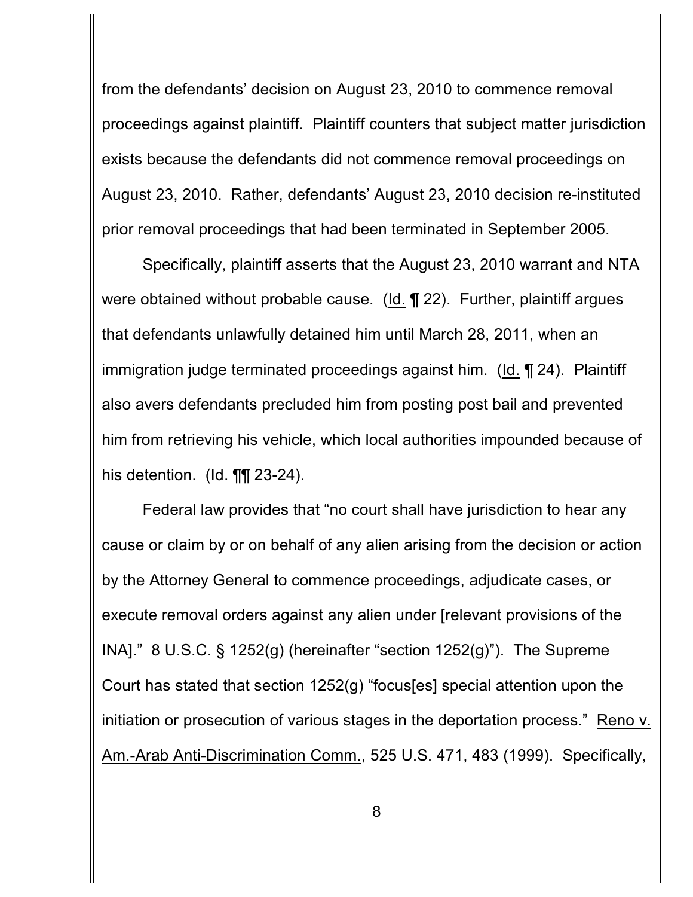from the defendants' decision on August 23, 2010 to commence removal proceedings against plaintiff. Plaintiff counters that subject matter jurisdiction exists because the defendants did not commence removal proceedings on August 23, 2010. Rather, defendants' August 23, 2010 decision re-instituted prior removal proceedings that had been terminated in September 2005.

Specifically, plaintiff asserts that the August 23, 2010 warrant and NTA were obtained without probable cause. (Id. ¶ 22). Further, plaintiff argues that defendants unlawfully detained him until March 28, 2011, when an immigration judge terminated proceedings against him. (Id. ¶ 24). Plaintiff also avers defendants precluded him from posting post bail and prevented him from retrieving his vehicle, which local authorities impounded because of his detention. (Id. ¶¶ 23-24).

Federal law provides that "no court shall have jurisdiction to hear any cause or claim by or on behalf of any alien arising from the decision or action by the Attorney General to commence proceedings, adjudicate cases, or execute removal orders against any alien under [relevant provisions of the INA]." 8 U.S.C. § 1252(g) (hereinafter "section 1252(g)"). The Supreme Court has stated that section 1252(g) "focus[es] special attention upon the initiation or prosecution of various stages in the deportation process." Reno v. Am.-Arab Anti-Discrimination Comm., 525 U.S. 471, 483 (1999). Specifically,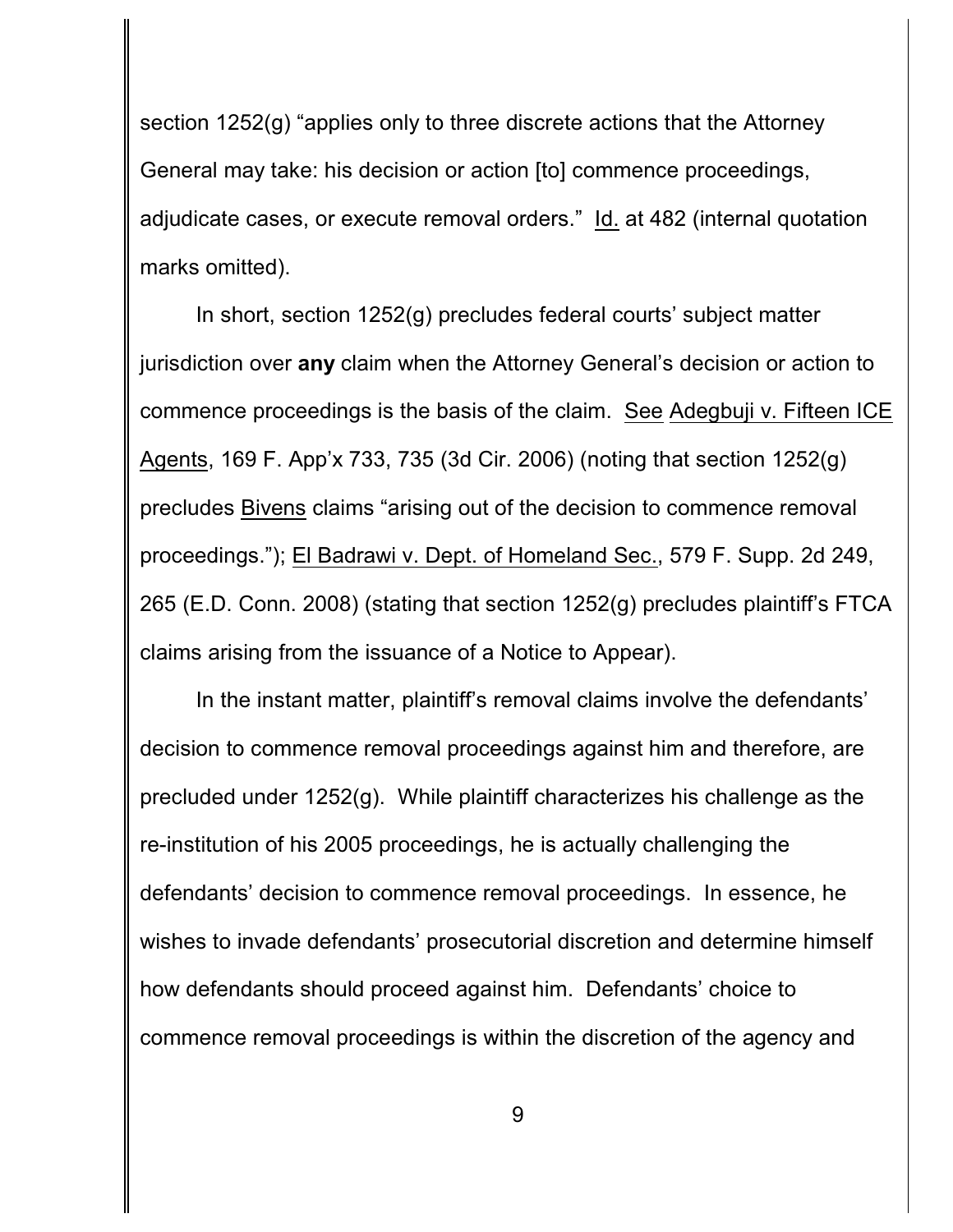section 1252(g) "applies only to three discrete actions that the Attorney General may take: his decision or action [to] commence proceedings, adjudicate cases, or execute removal orders." Id. at 482 (internal quotation marks omitted).

In short, section 1252(g) precludes federal courts' subject matter jurisdiction over **any** claim when the Attorney General's decision or action to commence proceedings is the basis of the claim. See Adegbuji v. Fifteen ICE Agents, 169 F. App'x 733, 735 (3d Cir. 2006) (noting that section 1252(g) precludes Bivens claims "arising out of the decision to commence removal proceedings."); El Badrawi v. Dept. of Homeland Sec., 579 F. Supp. 2d 249, 265 (E.D. Conn. 2008) (stating that section 1252(g) precludes plaintiff's FTCA claims arising from the issuance of a Notice to Appear).

In the instant matter, plaintiff's removal claims involve the defendants' decision to commence removal proceedings against him and therefore, are precluded under 1252(g). While plaintiff characterizes his challenge as the re-institution of his 2005 proceedings, he is actually challenging the defendants' decision to commence removal proceedings. In essence, he wishes to invade defendants' prosecutorial discretion and determine himself how defendants should proceed against him. Defendants' choice to commence removal proceedings is within the discretion of the agency and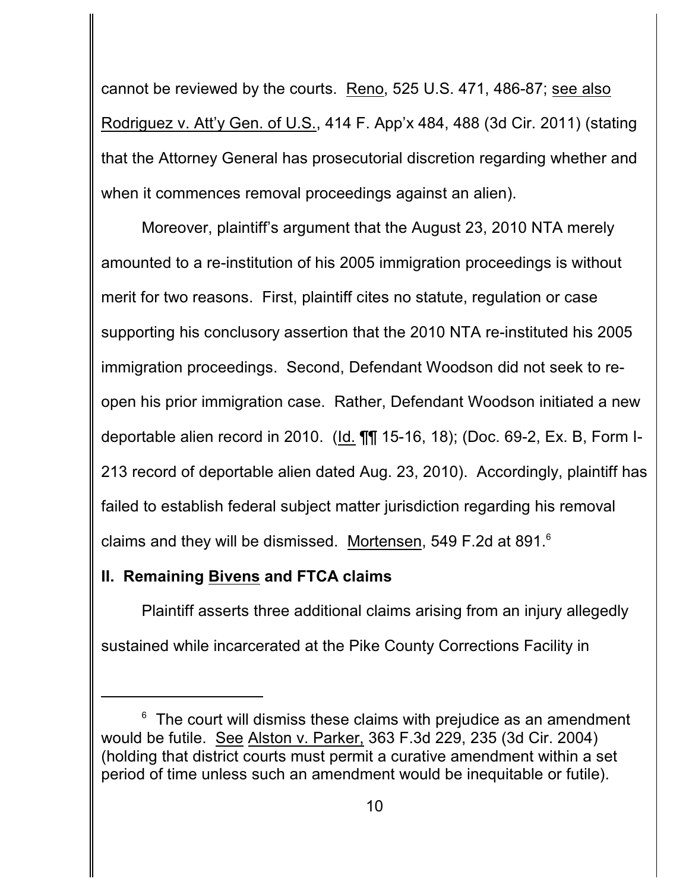cannot be reviewed by the courts. Reno, 525 U.S. 471, 486-87; see also Rodriguez v. Att'y Gen. of U.S., 414 F. App'x 484, 488 (3d Cir. 2011) (stating that the Attorney General has prosecutorial discretion regarding whether and when it commences removal proceedings against an alien).

Moreover, plaintiff's argument that the August 23, 2010 NTA merely amounted to a re-institution of his 2005 immigration proceedings is without merit for two reasons. First, plaintiff cites no statute, regulation or case supporting his conclusory assertion that the 2010 NTA re-instituted his 2005 immigration proceedings. Second, Defendant Woodson did not seek to re-open his prior immigration case. Rather, Defendant Woodson initiated a new deportable alien record in 2010. (Id. ¶¶ 15-16, 18); (Doc. 69-2, Ex. B, Form I-213 record of deportable alien dated Aug. 23, 2010). Accordingly, plaintiff has failed to establish federal subject matter jurisdiction regarding his removal claims and they will be dismissed. Mortensen, 549 F.2d at 891.[6]

## II. Remaining Bivens and FTCA claims

Plaintiff asserts three additional claims arising from an injury allegedly sustained while incarcerated at the Pike County Corrections Facility in

---

[6] The court will dismiss these claims with prejudice as an amendment would be futile. See Alston v. Parker, 363 F.3d 229, 235 (3d Cir. 2004) (holding that district courts must permit a curative amendment within a set period of time unless such an amendment would be inequitable or futile).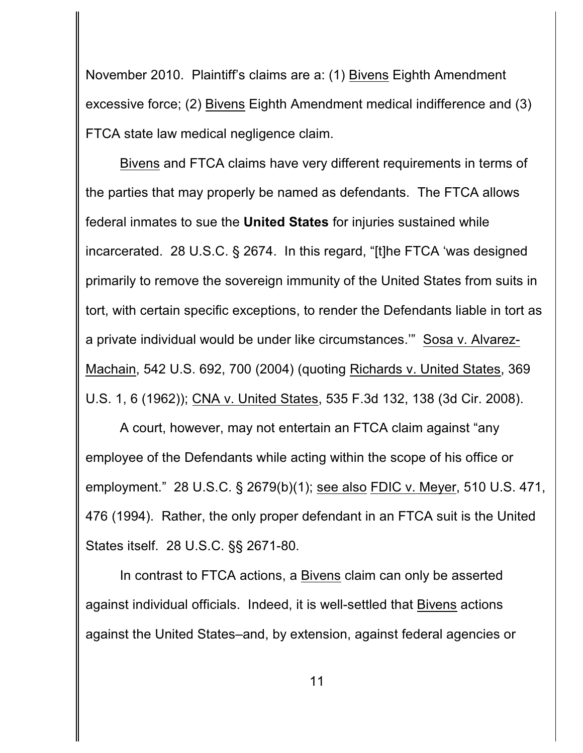November 2010. Plaintiff's claims are a: (1) Bivens Eighth Amendment excessive force; (2) Bivens Eighth Amendment medical indifference and (3) FTCA state law medical negligence claim.

Bivens and FTCA claims have very different requirements in terms of the parties that may properly be named as defendants. The FTCA allows federal inmates to sue the **United States** for injuries sustained while incarcerated. 28 U.S.C. § 2674. In this regard, "[t]he FTCA 'was designed primarily to remove the sovereign immunity of the United States from suits in tort, with certain specific exceptions, to render the Defendants liable in tort as a private individual would be under like circumstances.'" Sosa v. Alvarez-Machain, 542 U.S. 692, 700 (2004) (quoting Richards v. United States, 369 U.S. 1, 6 (1962)); CNA v. United States, 535 F.3d 132, 138 (3d Cir. 2008).

A court, however, may not entertain an FTCA claim against "any employee of the Defendants while acting within the scope of his office or employment." 28 U.S.C. § 2679(b)(1); see also FDIC v. Meyer, 510 U.S. 471, 476 (1994). Rather, the only proper defendant in an FTCA suit is the United States itself. 28 U.S.C. §§ 2671-80.

In contrast to FTCA actions, a Bivens claim can only be asserted against individual officials. Indeed, it is well-settled that Bivens actions against the United States–and, by extension, against federal agencies or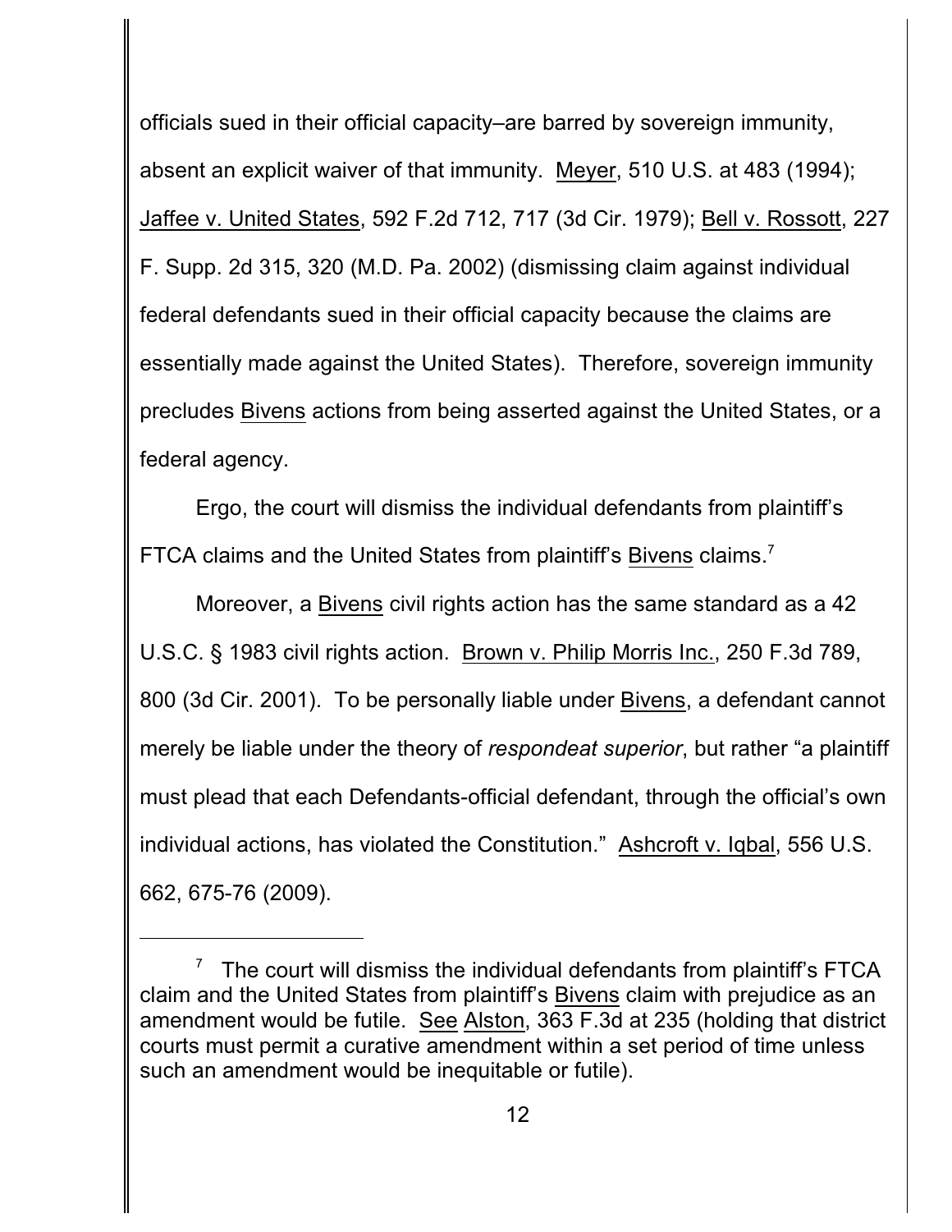officials sued in their official capacity–are barred by sovereign immunity, absent an explicit waiver of that immunity. Meyer, 510 U.S. at 483 (1994); Jaffee v. United States, 592 F.2d 712, 717 (3d Cir. 1979); Bell v. Rossott, 227 F. Supp. 2d 315, 320 (M.D. Pa. 2002) (dismissing claim against individual federal defendants sued in their official capacity because the claims are essentially made against the United States). Therefore, sovereign immunity precludes Bivens actions from being asserted against the United States, or a federal agency.

Ergo, the court will dismiss the individual defendants from plaintiff's FTCA claims and the United States from plaintiff's Bivens claims.[7]

Moreover, a Bivens civil rights action has the same standard as a 42 U.S.C. § 1983 civil rights action. Brown v. Philip Morris Inc., 250 F.3d 789, 800 (3d Cir. 2001). To be personally liable under Bivens, a defendant cannot merely be liable under the theory of *respondeat superior*, but rather "a plaintiff must plead that each Defendants-official defendant, through the official's own individual actions, has violated the Constitution." Ashcroft v. Iqbal, 556 U.S. 662, 675-76 (2009).

---

[7] The court will dismiss the individual defendants from plaintiff's FTCA claim and the United States from plaintiff's Bivens claim with prejudice as an amendment would be futile. See Alston, 363 F.3d at 235 (holding that district courts must permit a curative amendment within a set period of time unless such an amendment would be inequitable or futile).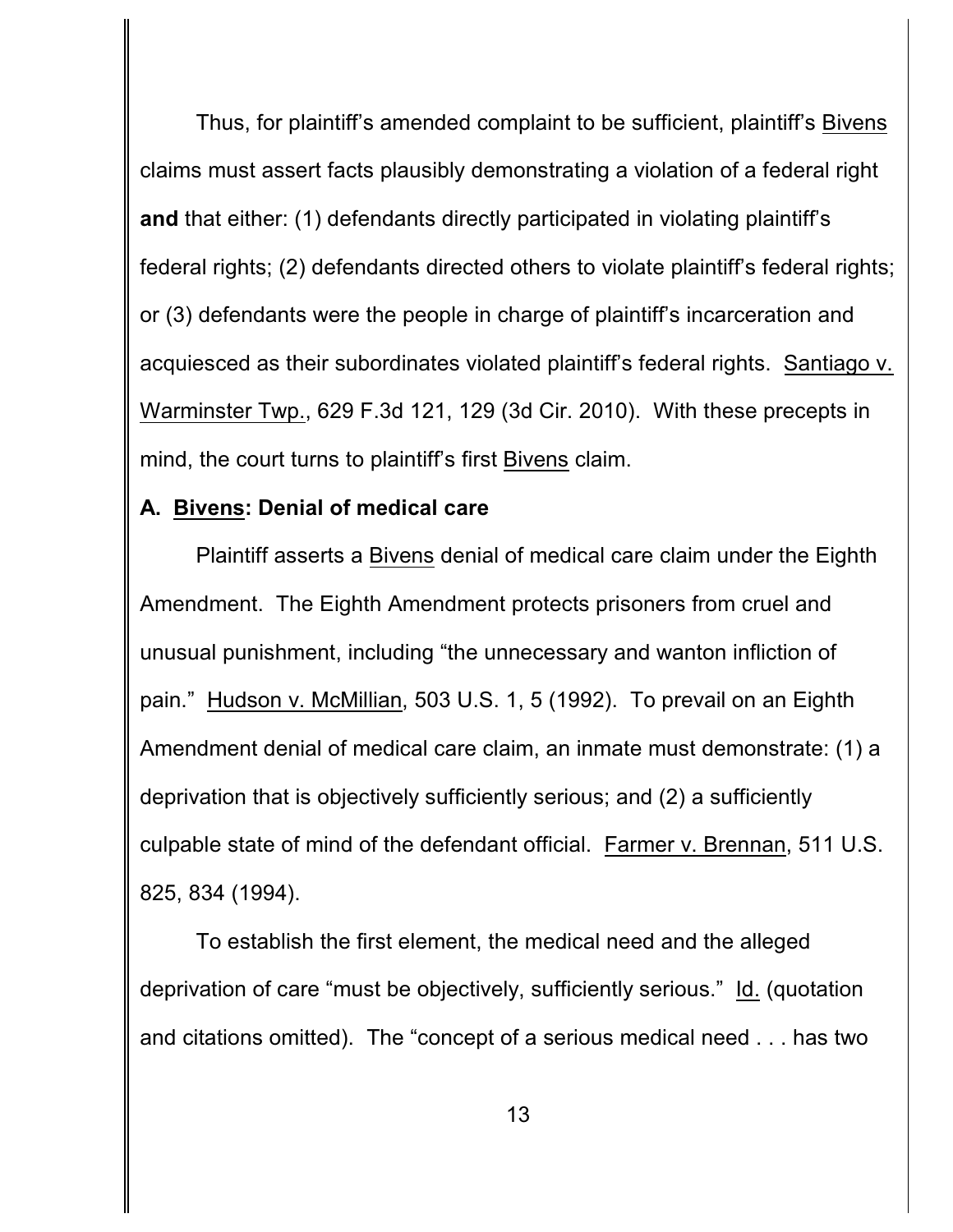Thus, for plaintiff's amended complaint to be sufficient, plaintiff's Bivens claims must assert facts plausibly demonstrating a violation of a federal right **and** that either: (1) defendants directly participated in violating plaintiff's federal rights; (2) defendants directed others to violate plaintiff's federal rights; or (3) defendants were the people in charge of plaintiff's incarceration and acquiesced as their subordinates violated plaintiff's federal rights. Santiago v. Warminster Twp., 629 F.3d 121, 129 (3d Cir. 2010). With these precepts in mind, the court turns to plaintiff's first Bivens claim.

### A. Bivens: Denial of medical care

Plaintiff asserts a Bivens denial of medical care claim under the Eighth Amendment. The Eighth Amendment protects prisoners from cruel and unusual punishment, including "the unnecessary and wanton infliction of pain." Hudson v. McMillian, 503 U.S. 1, 5 (1992). To prevail on an Eighth Amendment denial of medical care claim, an inmate must demonstrate: (1) a deprivation that is objectively sufficiently serious; and (2) a sufficiently culpable state of mind of the defendant official. Farmer v. Brennan, 511 U.S. 825, 834 (1994).

To establish the first element, the medical need and the alleged deprivation of care "must be objectively, sufficiently serious." Id. (quotation and citations omitted). The "concept of a serious medical need . . . has two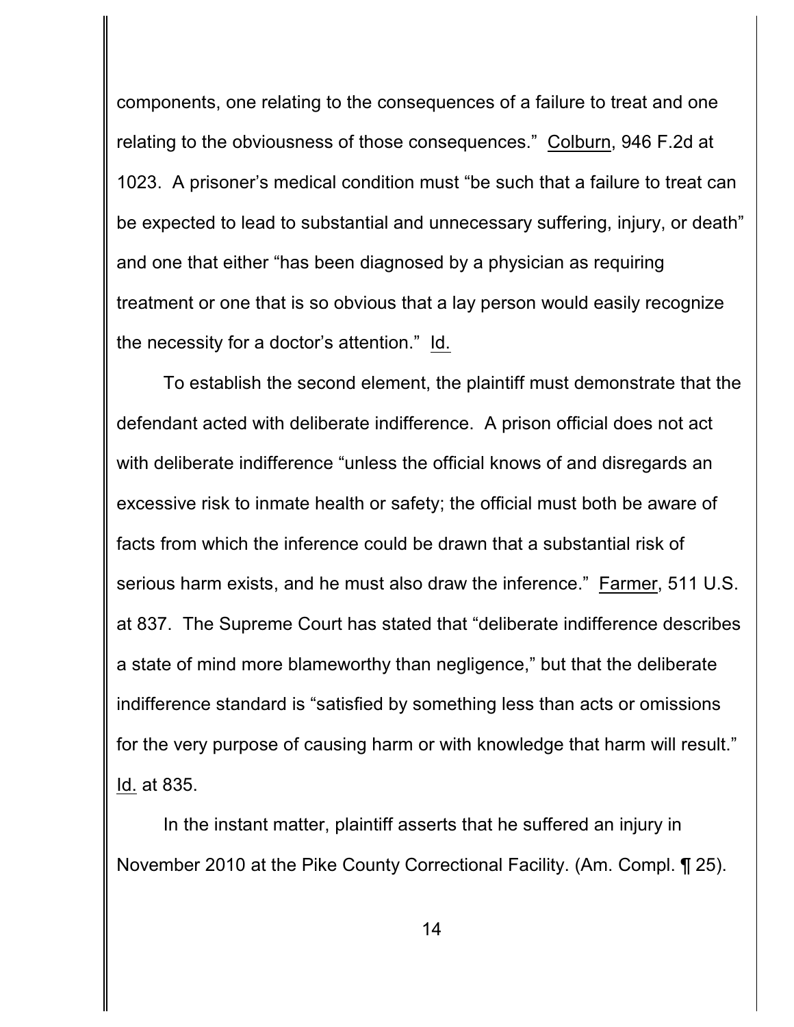components, one relating to the consequences of a failure to treat and one relating to the obviousness of those consequences." Colburn, 946 F.2d at 1023. A prisoner's medical condition must "be such that a failure to treat can be expected to lead to substantial and unnecessary suffering, injury, or death" and one that either "has been diagnosed by a physician as requiring treatment or one that is so obvious that a lay person would easily recognize the necessity for a doctor's attention." Id.

To establish the second element, the plaintiff must demonstrate that the defendant acted with deliberate indifference. A prison official does not act with deliberate indifference "unless the official knows of and disregards an excessive risk to inmate health or safety; the official must both be aware of facts from which the inference could be drawn that a substantial risk of serious harm exists, and he must also draw the inference." Farmer, 511 U.S. at 837. The Supreme Court has stated that "deliberate indifference describes a state of mind more blameworthy than negligence," but that the deliberate indifference standard is "satisfied by something less than acts or omissions for the very purpose of causing harm or with knowledge that harm will result." Id. at 835.

In the instant matter, plaintiff asserts that he suffered an injury in November 2010 at the Pike County Correctional Facility. (Am. Compl. ¶ 25).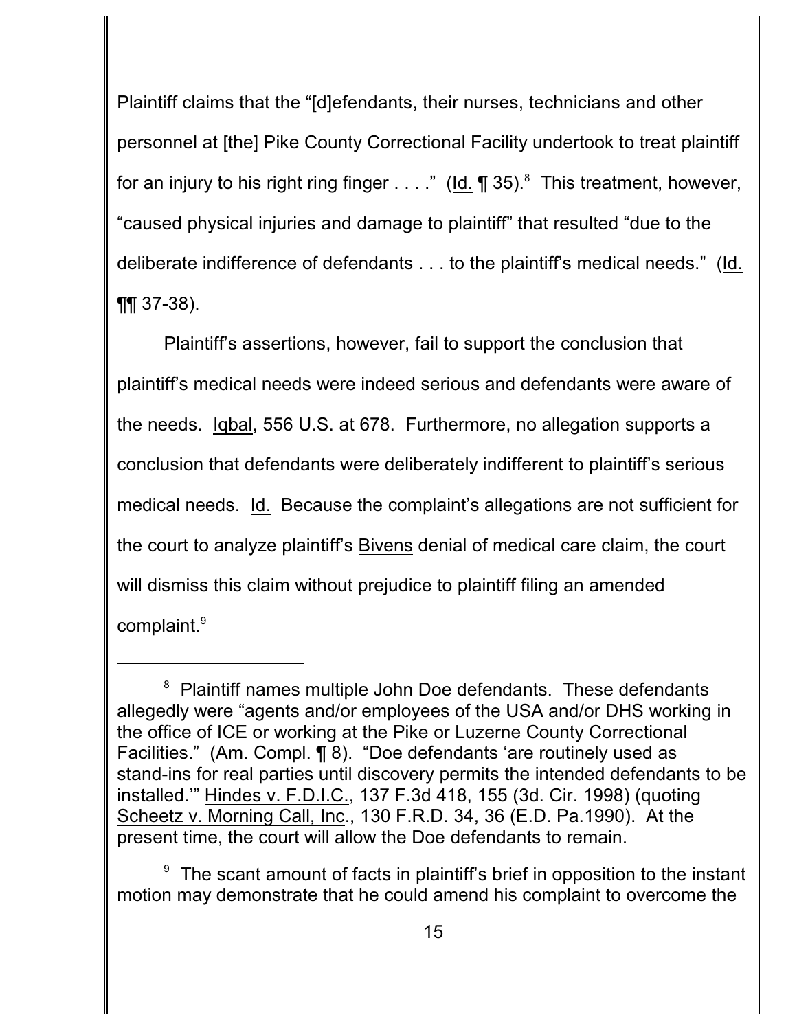Plaintiff claims that the "[d]efendants, their nurses, technicians and other personnel at [the] Pike County Correctional Facility undertook to treat plaintiff for an injury to his right ring finger . . . ." (Id. ¶ 35).[8] This treatment, however, "caused physical injuries and damage to plaintiff" that resulted "due to the deliberate indifference of defendants . . . to the plaintiff's medical needs." (Id. ¶¶ 37-38).

Plaintiff's assertions, however, fail to support the conclusion that plaintiff's medical needs were indeed serious and defendants were aware of the needs. Iqbal, 556 U.S. at 678. Furthermore, no allegation supports a conclusion that defendants were deliberately indifferent to plaintiff's serious medical needs. Id. Because the complaint's allegations are not sufficient for the court to analyze plaintiff's Bivens denial of medical care claim, the court will dismiss this claim without prejudice to plaintiff filing an amended complaint.[9]

---

[8] Plaintiff names multiple John Doe defendants. These defendants allegedly were "agents and/or employees of the USA and/or DHS working in the office of ICE or working at the Pike or Luzerne County Correctional Facilities." (Am. Compl. ¶ 8). "Doe defendants 'are routinely used as stand-ins for real parties until discovery permits the intended defendants to be installed.'" Hindes v. F.D.I.C., 137 F.3d 418, 155 (3d. Cir. 1998) (quoting Scheetz v. Morning Call, Inc., 130 F.R.D. 34, 36 (E.D. Pa.1990). At the present time, the court will allow the Doe defendants to remain.

[9] The scant amount of facts in plaintiff's brief in opposition to the instant motion may demonstrate that he could amend his complaint to overcome the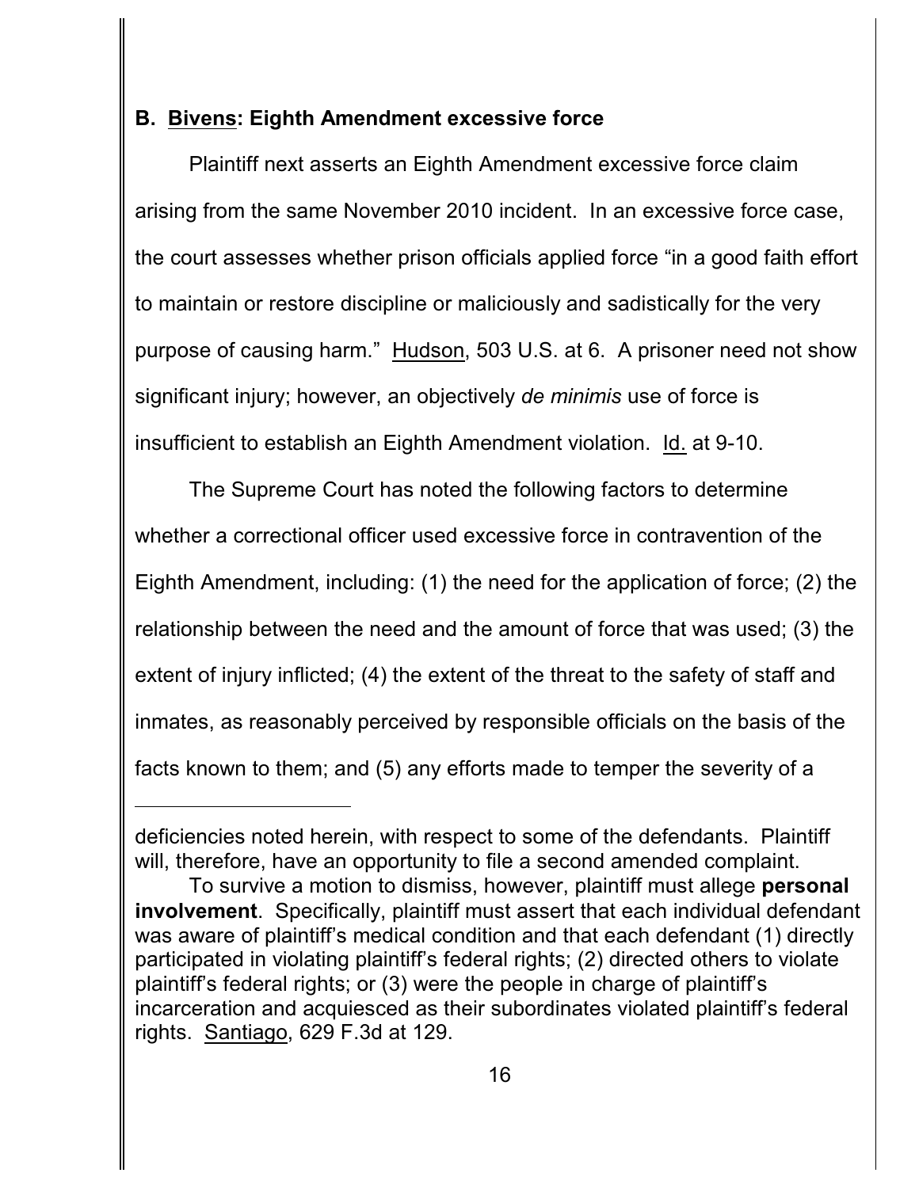### B. Bivens: Eighth Amendment excessive force

Plaintiff next asserts an Eighth Amendment excessive force claim arising from the same November 2010 incident. In an excessive force case, the court assesses whether prison officials applied force "in a good faith effort to maintain or restore discipline or maliciously and sadistically for the very purpose of causing harm." Hudson, 503 U.S. at 6. A prisoner need not show significant injury; however, an objectively *de minimis* use of force is insufficient to establish an Eighth Amendment violation. Id. at 9-10.

The Supreme Court has noted the following factors to determine whether a correctional officer used excessive force in contravention of the Eighth Amendment, including: (1) the need for the application of force; (2) the relationship between the need and the amount of force that was used; (3) the extent of injury inflicted; (4) the extent of the threat to the safety of staff and inmates, as reasonably perceived by responsible officials on the basis of the facts known to them; and (5) any efforts made to temper the severity of a

---

deficiencies noted herein, with respect to some of the defendants. Plaintiff will, therefore, have an opportunity to file a second amended complaint.

To survive a motion to dismiss, however, plaintiff must allege **personal involvement**. Specifically, plaintiff must assert that each individual defendant was aware of plaintiff's medical condition and that each defendant (1) directly participated in violating plaintiff's federal rights; (2) directed others to violate plaintiff's federal rights; or (3) were the people in charge of plaintiff's incarceration and acquiesced as their subordinates violated plaintiff's federal rights. Santiago, 629 F.3d at 129.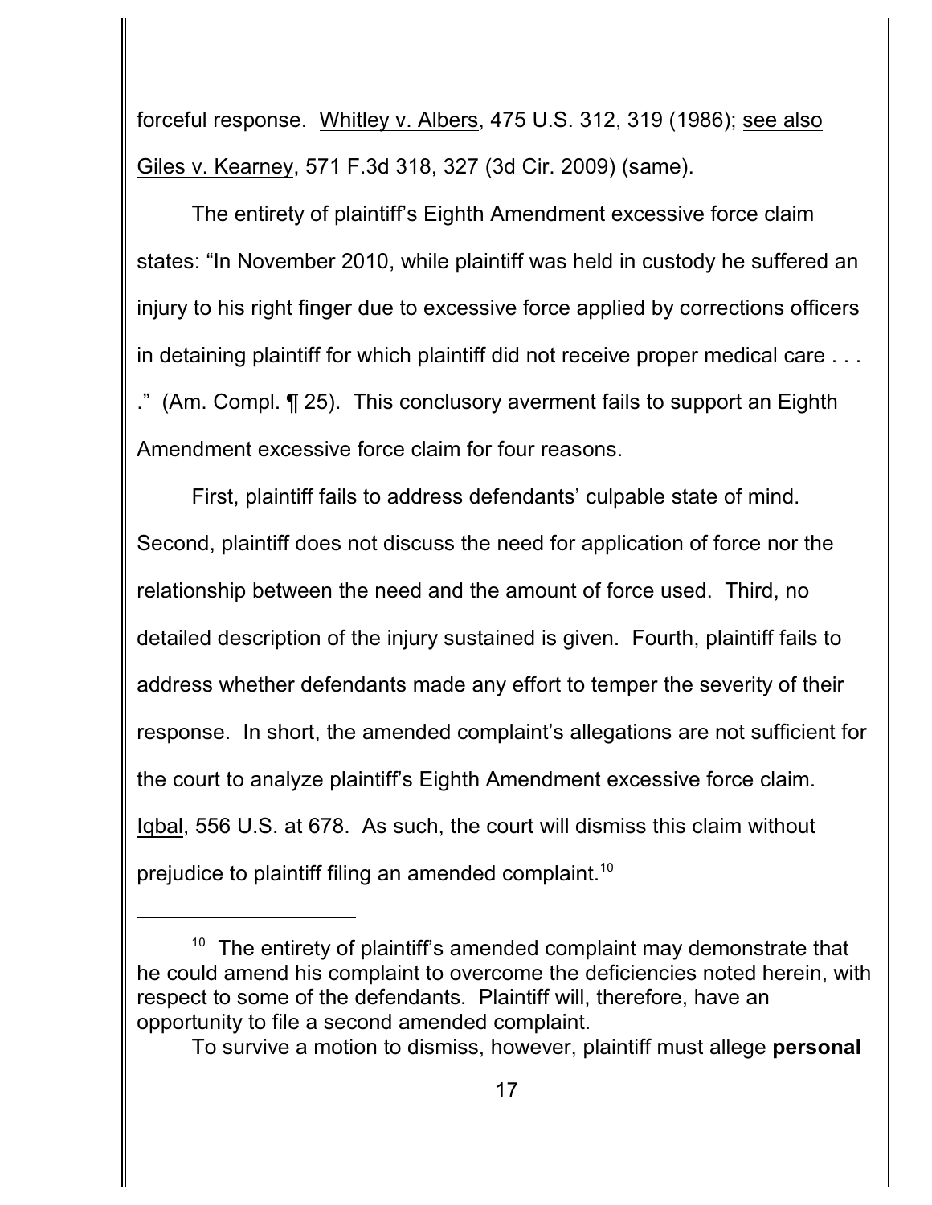forceful response. Whitley v. Albers, 475 U.S. 312, 319 (1986); see also Giles v. Kearney, 571 F.3d 318, 327 (3d Cir. 2009) (same).

The entirety of plaintiff's Eighth Amendment excessive force claim states: "In November 2010, while plaintiff was held in custody he suffered an injury to his right finger due to excessive force applied by corrections officers in detaining plaintiff for which plaintiff did not receive proper medical care . . . ." (Am. Compl. ¶ 25). This conclusory averment fails to support an Eighth Amendment excessive force claim for four reasons.

First, plaintiff fails to address defendants' culpable state of mind. Second, plaintiff does not discuss the need for application of force nor the relationship between the need and the amount of force used. Third, no detailed description of the injury sustained is given. Fourth, plaintiff fails to address whether defendants made any effort to temper the severity of their response. In short, the amended complaint's allegations are not sufficient for the court to analyze plaintiff's Eighth Amendment excessive force claim. Iqbal, 556 U.S. at 678. As such, the court will dismiss this claim without prejudice to plaintiff filing an amended complaint.[10]

---

[10] The entirety of plaintiff's amended complaint may demonstrate that he could amend his complaint to overcome the deficiencies noted herein, with respect to some of the defendants. Plaintiff will, therefore, have an opportunity to file a second amended complaint.

To survive a motion to dismiss, however, plaintiff must allege **personal**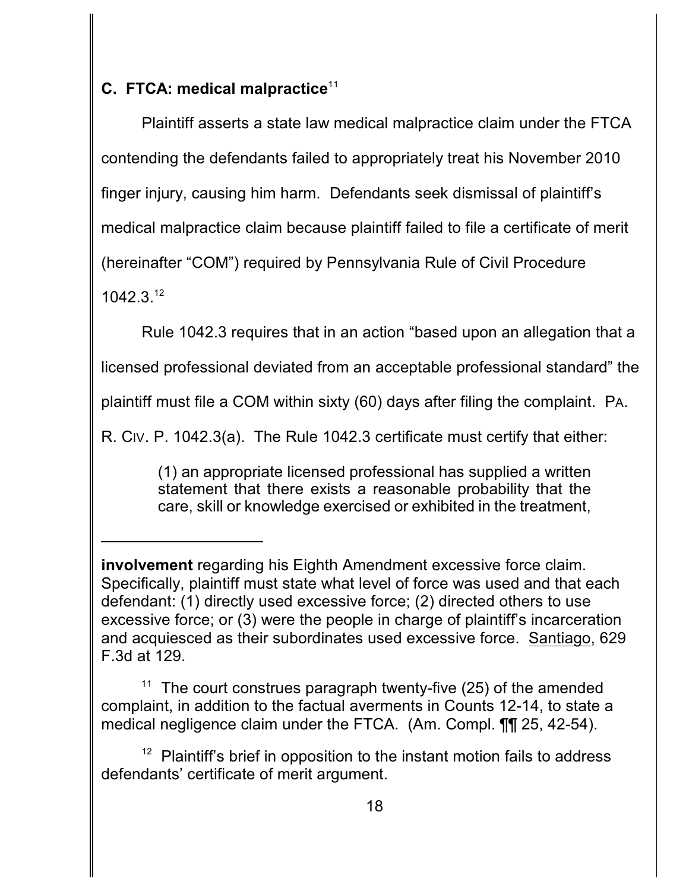### C. FTCA: medical malpractice[11]

Plaintiff asserts a state law medical malpractice claim under the FTCA contending the defendants failed to appropriately treat his November 2010 finger injury, causing him harm. Defendants seek dismissal of plaintiff's medical malpractice claim because plaintiff failed to file a certificate of merit (hereinafter "COM") required by Pennsylvania Rule of Civil Procedure 1042.3.[12]

Rule 1042.3 requires that in an action "based upon an allegation that a licensed professional deviated from an acceptable professional standard" the plaintiff must file a COM within sixty (60) days after filing the complaint. PA. R. CIV. P. 1042.3(a). The Rule 1042.3 certificate must certify that either:

> (1) an appropriate licensed professional has supplied a written statement that there exists a reasonable probability that the care, skill or knowledge exercised or exhibited in the treatment,

---

**involvement** regarding his Eighth Amendment excessive force claim. Specifically, plaintiff must state what level of force was used and that each defendant: (1) directly used excessive force; (2) directed others to use excessive force; or (3) were the people in charge of plaintiff's incarceration and acquiesced as their subordinates used excessive force. Santiago, 629 F.3d at 129.

[11] The court construes paragraph twenty-five (25) of the amended complaint, in addition to the factual averments in Counts 12-14, to state a medical negligence claim under the FTCA. (Am. Compl. ¶¶ 25, 42-54).

[12] Plaintiff's brief in opposition to the instant motion fails to address defendants' certificate of merit argument.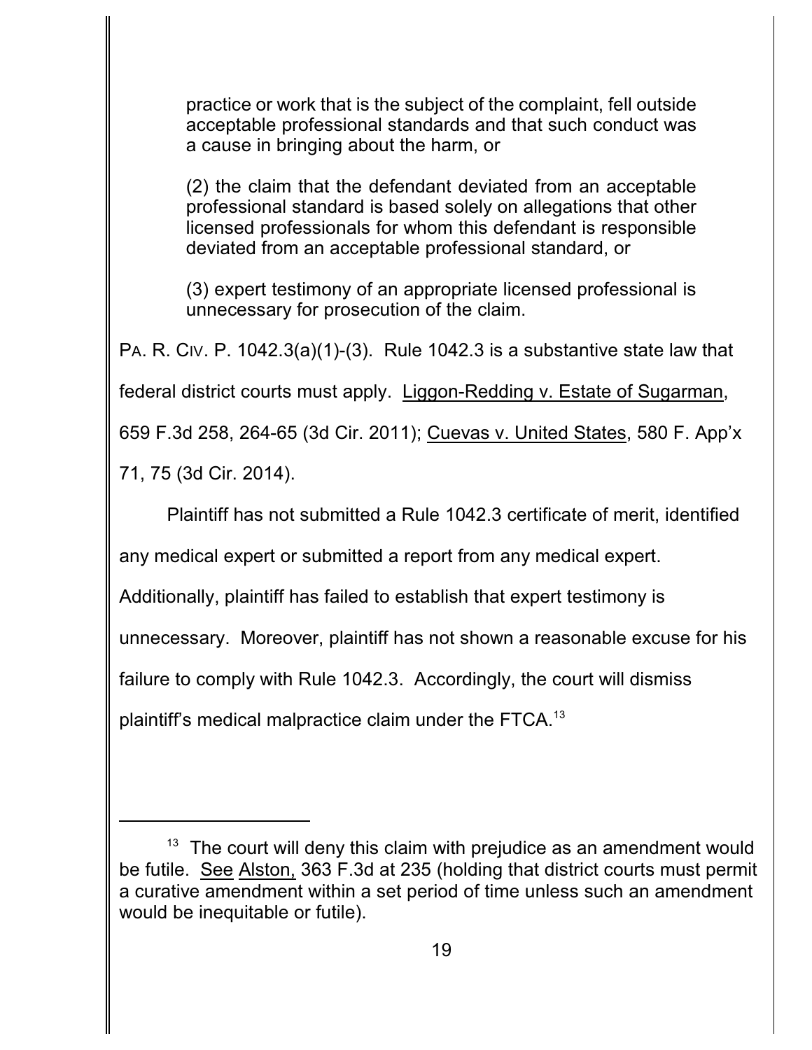> practice or work that is the subject of the complaint, fell outside acceptable professional standards and that such conduct was a cause in bringing about the harm, or
>
> (2) the claim that the defendant deviated from an acceptable professional standard is based solely on allegations that other licensed professionals for whom this defendant is responsible deviated from an acceptable professional standard, or
>
> (3) expert testimony of an appropriate licensed professional is unnecessary for prosecution of the claim.

PA. R. CIV. P. 1042.3(a)(1)-(3). Rule 1042.3 is a substantive state law that federal district courts must apply. Liggon-Redding v. Estate of Sugarman, 659 F.3d 258, 264-65 (3d Cir. 2011); Cuevas v. United States, 580 F. App'x 71, 75 (3d Cir. 2014).

Plaintiff has not submitted a Rule 1042.3 certificate of merit, identified any medical expert or submitted a report from any medical expert. Additionally, plaintiff has failed to establish that expert testimony is unnecessary. Moreover, plaintiff has not shown a reasonable excuse for his failure to comply with Rule 1042.3. Accordingly, the court will dismiss plaintiff's medical malpractice claim under the FTCA.[13]

---

[13] The court will deny this claim with prejudice as an amendment would be futile. See Alston, 363 F.3d at 235 (holding that district courts must permit a curative amendment within a set period of time unless such an amendment would be inequitable or futile).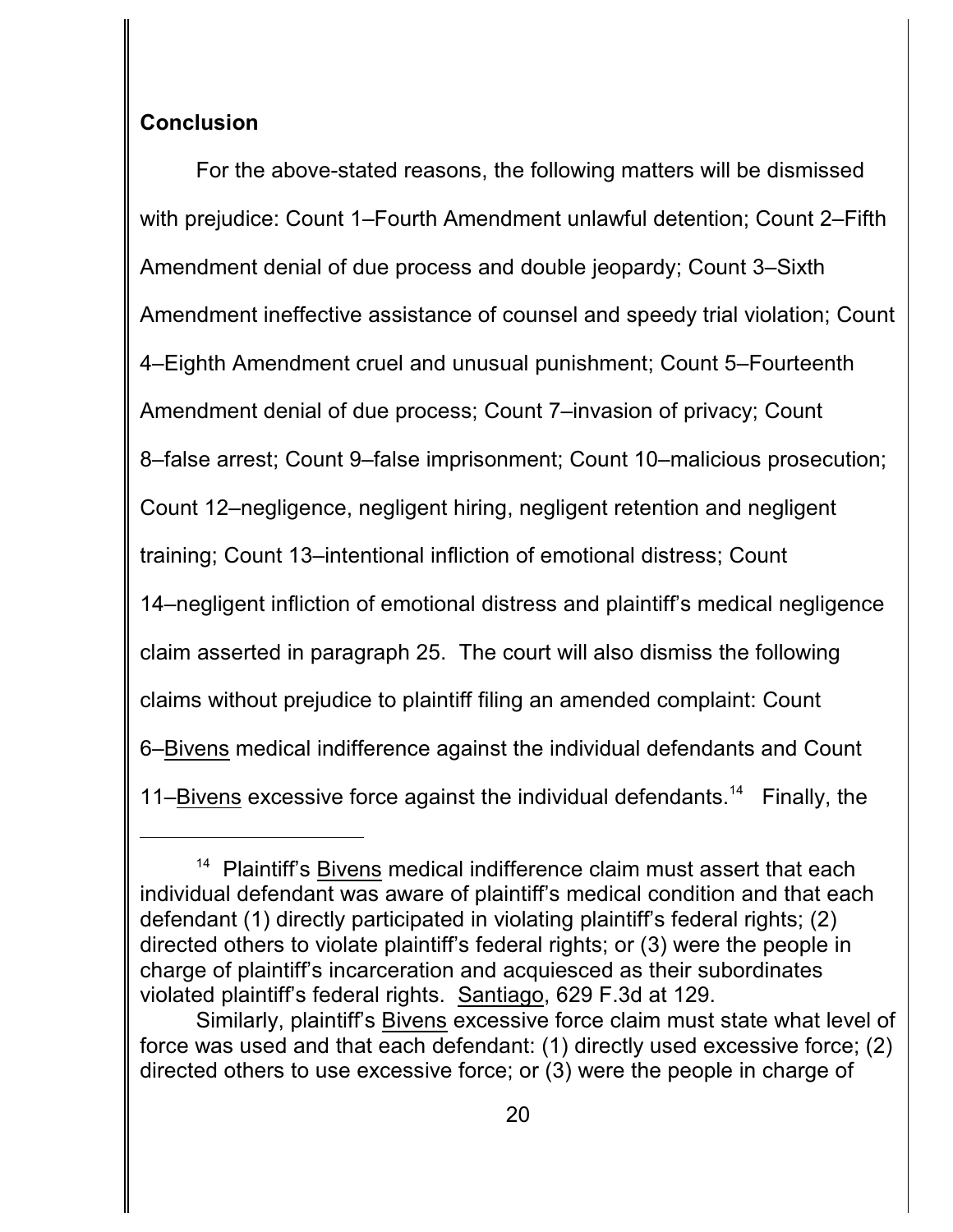## Conclusion

For the above-stated reasons, the following matters will be dismissed with prejudice: Count 1–Fourth Amendment unlawful detention; Count 2–Fifth Amendment denial of due process and double jeopardy; Count 3–Sixth Amendment ineffective assistance of counsel and speedy trial violation; Count 4–Eighth Amendment cruel and unusual punishment; Count 5–Fourteenth Amendment denial of due process; Count 7–invasion of privacy; Count 8–false arrest; Count 9–false imprisonment; Count 10–malicious prosecution; Count 12–negligence, negligent hiring, negligent retention and negligent training; Count 13–intentional infliction of emotional distress; Count 14–negligent infliction of emotional distress and plaintiff's medical negligence claim asserted in paragraph 25. The court will also dismiss the following claims without prejudice to plaintiff filing an amended complaint: Count 6–Bivens medical indifference against the individual defendants and Count 11–Bivens excessive force against the individual defendants.[14] Finally, the

---

[14] Plaintiff's Bivens medical indifference claim must assert that each individual defendant was aware of plaintiff's medical condition and that each defendant (1) directly participated in violating plaintiff's federal rights; (2) directed others to violate plaintiff's federal rights; or (3) were the people in charge of plaintiff's incarceration and acquiesced as their subordinates violated plaintiff's federal rights. Santiago, 629 F.3d at 129.

Similarly, plaintiff's Bivens excessive force claim must state what level of force was used and that each defendant: (1) directly used excessive force; (2) directed others to use excessive force; or (3) were the people in charge of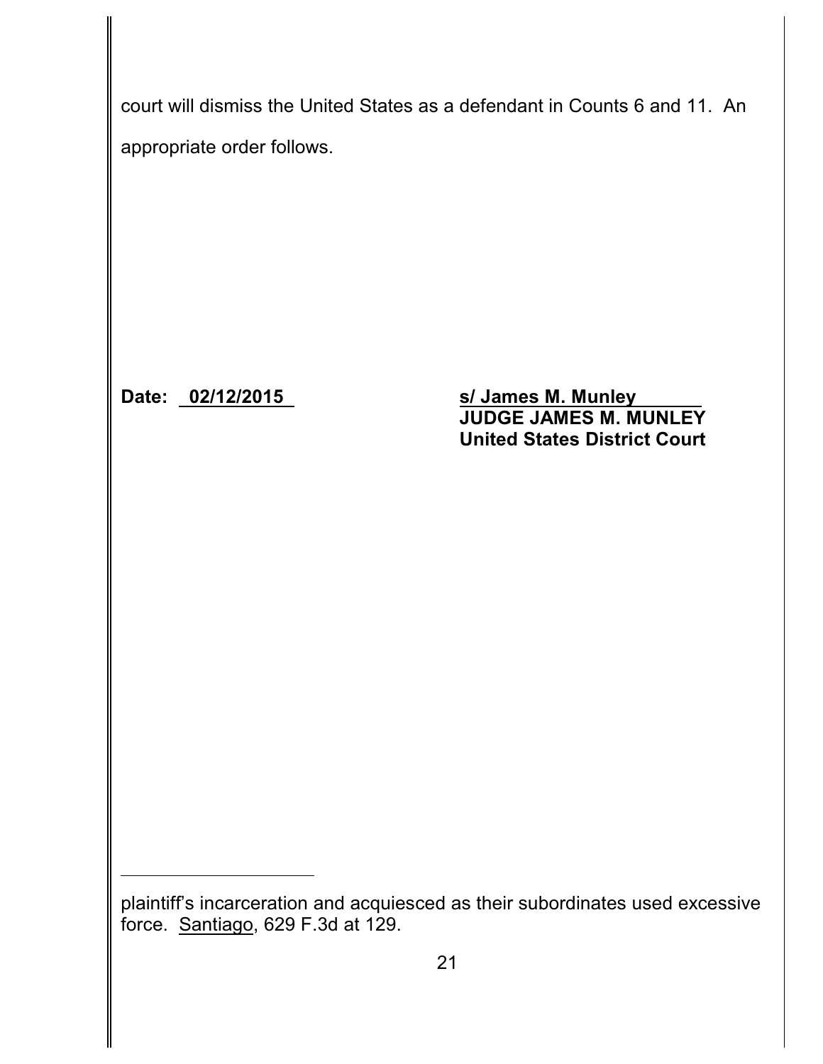court will dismiss the United States as a defendant in Counts 6 and 11. An appropriate order follows.

**Date: 02/12/2015**

**s/ James M. Munley**
**JUDGE JAMES M. MUNLEY**
**United States District Court**

---

plaintiff's incarceration and acquiesced as their subordinates used excessive force. Santiago, 629 F.3d at 129.